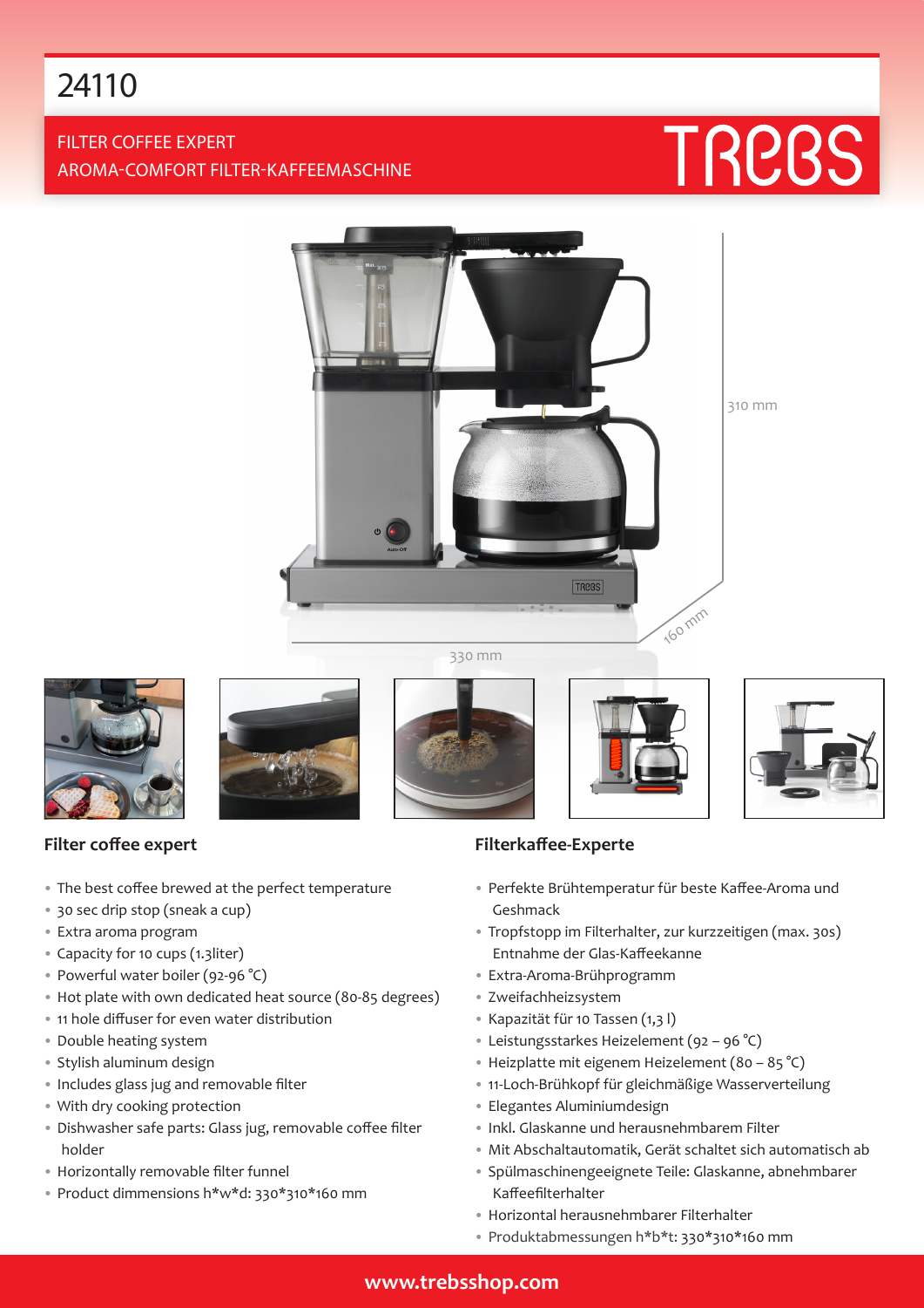# 24110

FILTER COFFEE EXPERT
AROMA-COMFORT FILTER-KAFFEEMASCHINE

TREBS

310 mm

160 mm

330 mm

## Filter coffee expert

- The best coffee brewed at the perfect temperature
- 30 sec drip stop (sneak a cup)
- Extra aroma program
- Capacity for 10 cups (1.3liter)
- Powerful water boiler (92-96 °C)
- Hot plate with own dedicated heat source (80-85 degrees)
- 11 hole diffuser for even water distribution
- Double heating system
- Stylish aluminum design
- Includes glass jug and removable filter
- With dry cooking protection
- Dishwasher safe parts: Glass jug, removable coffee filter holder
- Horizontally removable filter funnel
- Product dimmensions h*w*d: 330*310*160 mm

## Filterkaffee-Experte

- Perfekte Brühtemperatur für beste Kaffee-Aroma und Geshmack
- Tropfstopp im Filterhalter, zur kurzzeitigen (max. 30s) Entnahme der Glas-Kaffeekanne
- Extra-Aroma-Brühprogramm
- Zweifachheizsystem
- Kapazität für 10 Tassen (1,3 l)
- Leistungsstarkes Heizelement (92 – 96 °C)
- Heizplatte mit eigenem Heizelement (80 – 85 °C)
- 11-Loch-Brühkopf für gleichmäßige Wasserverteilung
- Elegantes Aluminiumdesign
- Inkl. Glaskanne und herausnehmbarem Filter
- Mit Abschaltautomatik, Gerät schaltet sich automatisch ab
- Spülmaschinengeeignete Teile: Glaskanne, abnehmbarer Kaffeefilterhalter
- Horizontal herausnehmbarer Filterhalter
- Produktabmessungen h*b*t: 330*310*160 mm

www.trebsshop.com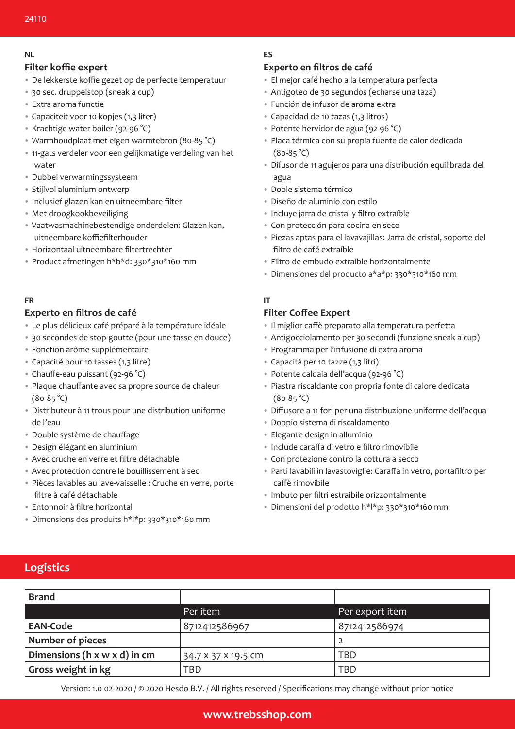24110

**NL**

## Filter koffie expert

- De lekkerste koffie gezet op de perfecte temperatuur
- 30 sec. druppelstop (sneak a cup)
- Extra aroma functie
- Capaciteit voor 10 kopjes (1,3 liter)
- Krachtige water boiler (92-96 °C)
- Warmhoudplaat met eigen warmtebron (80-85 °C)
- 11-gats verdeler voor een gelijkmatige verdeling van het water
- Dubbel verwarmingssysteem
- Stijlvol aluminium ontwerp
- Inclusief glazen kan en uitneembare filter
- Met droogkookbeveiliging
- Vaatwasmachinebestendige onderdelen: Glazen kan, uitneembare koffiefilterhouder
- Horizontaal uitneembare filtertrechter
- Product afmetingen h*b*d: 330*310*160 mm

**FR**

## Experto en filtros de café

- Le plus délicieux café préparé à la température idéale
- 30 secondes de stop-goutte (pour une tasse en douce)
- Fonction arôme supplémentaire
- Capacité pour 10 tasses (1,3 litre)
- Chauffe-eau puissant (92-96 °C)
- Plaque chauffante avec sa propre source de chaleur (80-85 °C)
- Distributeur à 11 trous pour une distribution uniforme de l'eau
- Double système de chauffage
- Design élégant en aluminium
- Avec cruche en verre et filtre détachable
- Avec protection contre le bouillissement à sec
- Pièces lavables au lave-vaisselle : Cruche en verre, porte filtre à café détachable
- Entonnoir à filtre horizontal
- Dimensions des produits h*l*p: 330*310*160 mm

**ES**

## Experto en filtros de café

- El mejor café hecho a la temperatura perfecta
- Antigoteo de 30 segundos (echarse una taza)
- Función de infusor de aroma extra
- Capacidad de 10 tazas (1,3 litros)
- Potente hervidor de agua (92-96 °C)
- Placa térmica con su propia fuente de calor dedicada (80-85 °C)
- Difusor de 11 agujeros para una distribución equilibrada del agua
- Doble sistema térmico
- Diseño de aluminio con estilo
- Incluye jarra de cristal y filtro extraíble
- Con protección para cocina en seco
- Piezas aptas para el lavavajillas: Jarra de cristal, soporte del filtro de café extraíble
- Filtro de embudo extraíble horizontalmente
- Dimensiones del producto a*a*p: 330*310*160 mm

**IT**

## Filter Coffee Expert

- Il miglior caffè preparato alla temperatura perfetta
- Antigocciolamento per 30 secondi (funzione sneak a cup)
- Programma per l'infusione di extra aroma
- Capacità per 10 tazze (1,3 litri)
- Potente caldaia dell'acqua (92-96 °C)
- Piastra riscaldante con propria fonte di calore dedicata (80-85 °C)
- Diffusore a 11 fori per una distribuzione uniforme dell'acqua
- Doppio sistema di riscaldamento
- Elegante design in alluminio
- Include caraffa di vetro e filtro rimovibile
- Con protezione contro la cottura a secco
- Parti lavabili in lavastoviglie: Caraffa in vetro, portafiltro per caffè rimovibile
- Imbuto per filtri estraibile orizzontalmente
- Dimensioni del prodotto h*l*p: 330*310*160 mm

## Logistics

| Brand | | |
|---|---|---|
| | Per item | Per export item |
| EAN-Code | 8712412586967 | 8712412586974 |
| Number of pieces | | 2 |
| Dimensions (h x w x d) in cm | 34.7 x 37 x 19.5 cm | TBD |
| Gross weight in kg | TBD | TBD |

Version: 1.0 02-2020 / © 2020 Hesdo B.V. / All rights reserved / Specifications may change without prior notice

www.trebsshop.com